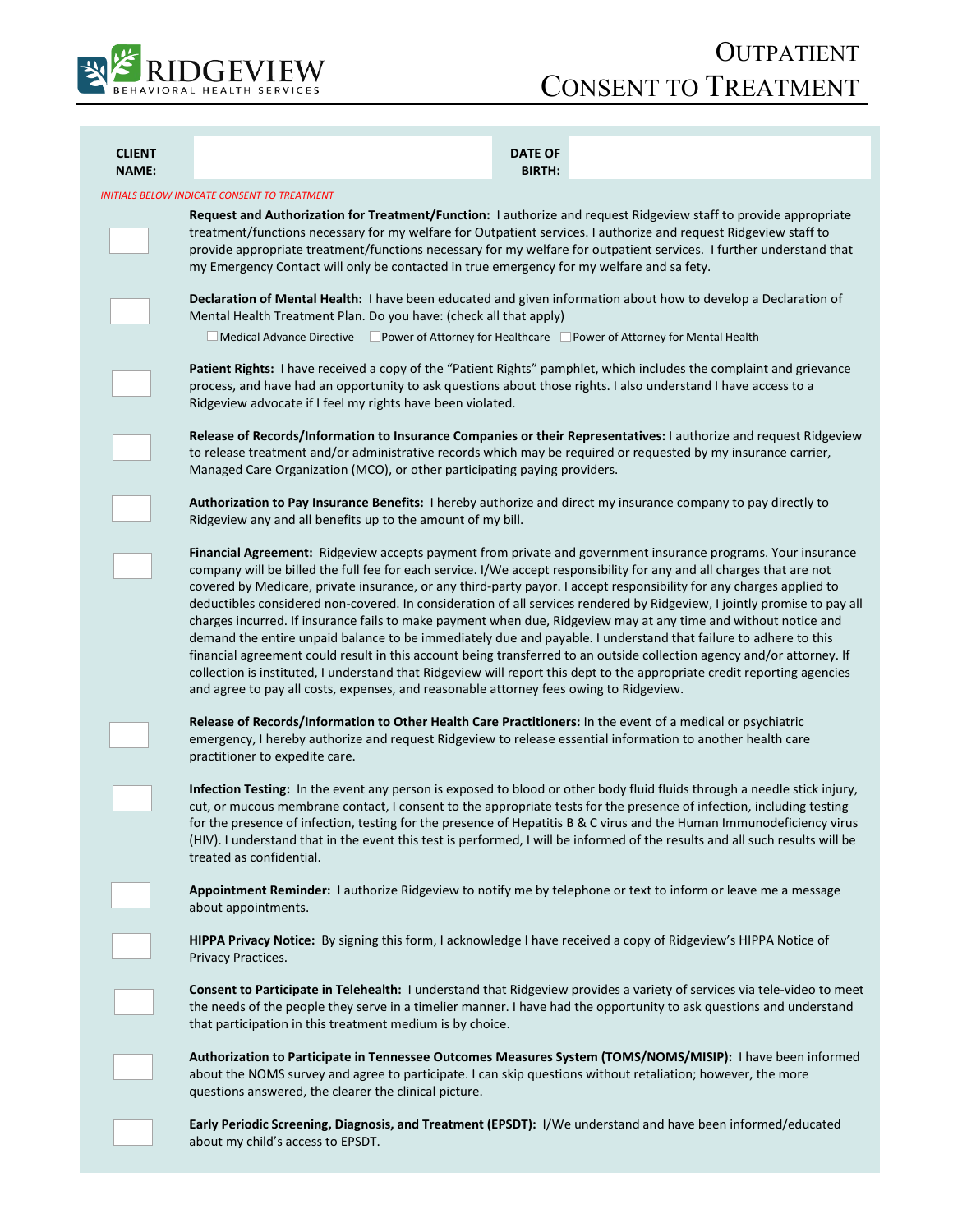RIDGEVIEW BEHAVIORAL HEALTH SERVICES

# OUTPATIENT CONSENT TO TREATMENT

| CLIENT NAME: | | DATE OF BIRTH: | |
|---|---|---|---|

*INITIALS BELOW INDICATE CONSENT TO TREATMENT*

☐ **Request and Authorization for Treatment/Function:** I authorize and request Ridgeview staff to provide appropriate treatment/functions necessary for my welfare for Outpatient services. I authorize and request Ridgeview staff to provide appropriate treatment/functions necessary for my welfare for outpatient services. I further understand that my Emergency Contact will only be contacted in true emergency for my welfare and sa fety.

☐ **Declaration of Mental Health:** I have been educated and given information about how to develop a Declaration of Mental Health Treatment Plan. Do you have: (check all that apply)

☐ Medical Advance Directive ☐ Power of Attorney for Healthcare ☐ Power of Attorney for Mental Health

☐ **Patient Rights:** I have received a copy of the "Patient Rights" pamphlet, which includes the complaint and grievance process, and have had an opportunity to ask questions about those rights. I also understand I have access to a Ridgeview advocate if I feel my rights have been violated.

☐ **Release of Records/Information to Insurance Companies or their Representatives:** I authorize and request Ridgeview to release treatment and/or administrative records which may be required or requested by my insurance carrier, Managed Care Organization (MCO), or other participating paying providers.

☐ **Authorization to Pay Insurance Benefits:** I hereby authorize and direct my insurance company to pay directly to Ridgeview any and all benefits up to the amount of my bill.

☐ **Financial Agreement:** Ridgeview accepts payment from private and government insurance programs. Your insurance company will be billed the full fee for each service. I/We accept responsibility for any and all charges that are not covered by Medicare, private insurance, or any third-party payor. I accept responsibility for any charges applied to deductibles considered non-covered. In consideration of all services rendered by Ridgeview, I jointly promise to pay all charges incurred. If insurance fails to make payment when due, Ridgeview may at any time and without notice and demand the entire unpaid balance to be immediately due and payable. I understand that failure to adhere to this financial agreement could result in this account being transferred to an outside collection agency and/or attorney. If collection is instituted, I understand that Ridgeview will report this dept to the appropriate credit reporting agencies and agree to pay all costs, expenses, and reasonable attorney fees owing to Ridgeview.

☐ **Release of Records/Information to Other Health Care Practitioners:** In the event of a medical or psychiatric emergency, I hereby authorize and request Ridgeview to release essential information to another health care practitioner to expedite care.

☐ **Infection Testing:** In the event any person is exposed to blood or other body fluid fluids through a needle stick injury, cut, or mucous membrane contact, I consent to the appropriate tests for the presence of infection, including testing for the presence of infection, testing for the presence of Hepatitis B & C virus and the Human Immunodeficiency virus (HIV). I understand that in the event this test is performed, I will be informed of the results and all such results will be treated as confidential.

☐ **Appointment Reminder:** I authorize Ridgeview to notify me by telephone or text to inform or leave me a message about appointments.

☐ **HIPPA Privacy Notice:** By signing this form, I acknowledge I have received a copy of Ridgeview's HIPPA Notice of Privacy Practices.

☐ **Consent to Participate in Telehealth:** I understand that Ridgeview provides a variety of services via tele-video to meet the needs of the people they serve in a timelier manner. I have had the opportunity to ask questions and understand that participation in this treatment medium is by choice.

☐ **Authorization to Participate in Tennessee Outcomes Measures System (TOMS/NOMS/MISIP):** I have been informed about the NOMS survey and agree to participate. I can skip questions without retaliation; however, the more questions answered, the clearer the clinical picture.

☐ **Early Periodic Screening, Diagnosis, and Treatment (EPSDT):** I/We understand and have been informed/educated about my child's access to EPSDT.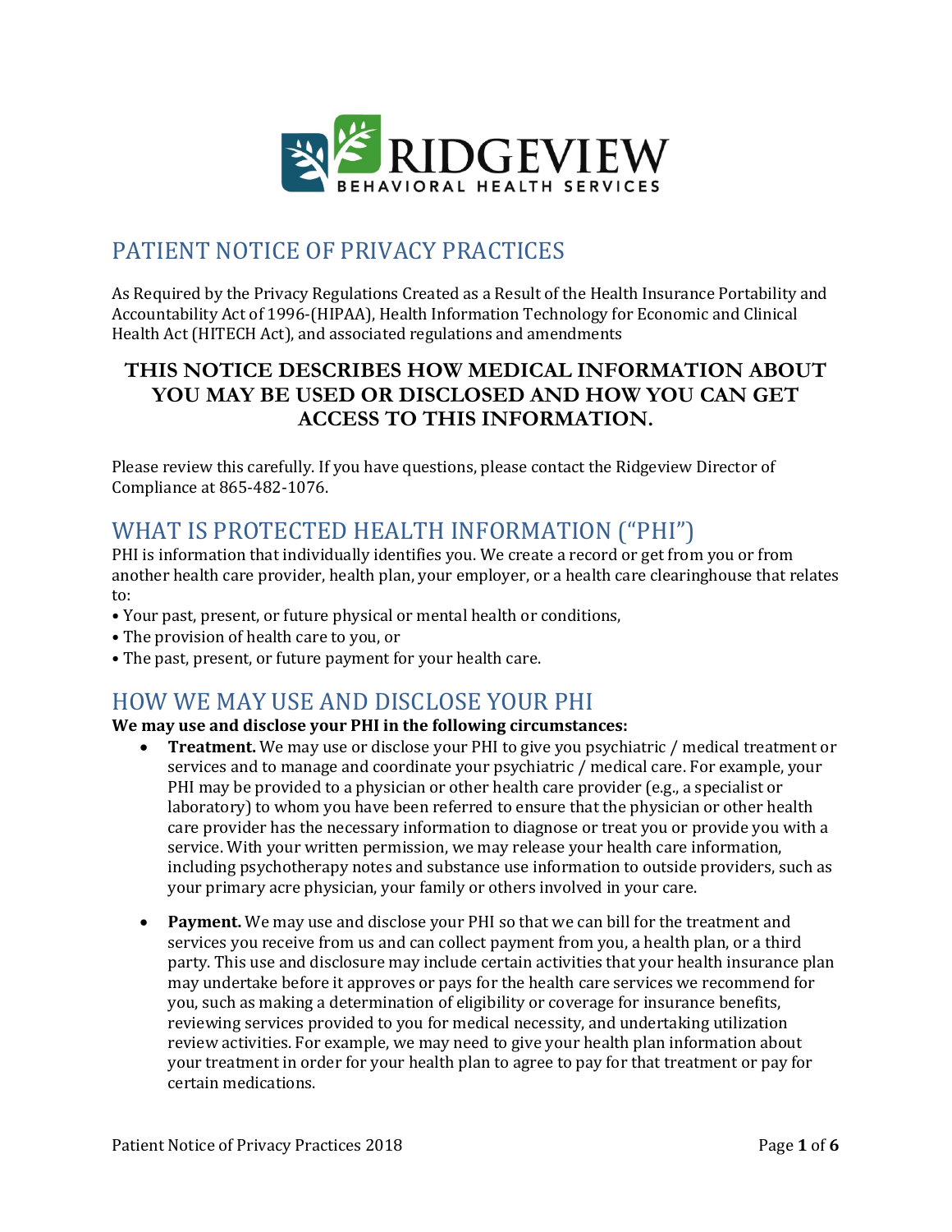RIDGEVIEW BEHAVIORAL HEALTH SERVICES

# PATIENT NOTICE OF PRIVACY PRACTICES

As Required by the Privacy Regulations Created as a Result of the Health Insurance Portability and Accountability Act of 1996-(HIPAA), Health Information Technology for Economic and Clinical Health Act (HITECH Act), and associated regulations and amendments

**THIS NOTICE DESCRIBES HOW MEDICAL INFORMATION ABOUT YOU MAY BE USED OR DISCLOSED AND HOW YOU CAN GET ACCESS TO THIS INFORMATION.**

Please review this carefully. If you have questions, please contact the Ridgeview Director of Compliance at 865-482-1076.

## WHAT IS PROTECTED HEALTH INFORMATION ("PHI")

PHI is information that individually identifies you. We create a record or get from you or from another health care provider, health plan, your employer, or a health care clearinghouse that relates to:

- Your past, present, or future physical or mental health or conditions,
- The provision of health care to you, or
- The past, present, or future payment for your health care.

## HOW WE MAY USE AND DISCLOSE YOUR PHI

**We may use and disclose your PHI in the following circumstances:**

- **Treatment.** We may use or disclose your PHI to give you psychiatric / medical treatment or services and to manage and coordinate your psychiatric / medical care. For example, your PHI may be provided to a physician or other health care provider (e.g., a specialist or laboratory) to whom you have been referred to ensure that the physician or other health care provider has the necessary information to diagnose or treat you or provide you with a service. With your written permission, we may release your health care information, including psychotherapy notes and substance use information to outside providers, such as your primary acre physician, your family or others involved in your care.

- **Payment.** We may use and disclose your PHI so that we can bill for the treatment and services you receive from us and can collect payment from you, a health plan, or a third party. This use and disclosure may include certain activities that your health insurance plan may undertake before it approves or pays for the health care services we recommend for you, such as making a determination of eligibility or coverage for insurance benefits, reviewing services provided to you for medical necessity, and undertaking utilization review activities. For example, we may need to give your health plan information about your treatment in order for your health plan to agree to pay for that treatment or pay for certain medications.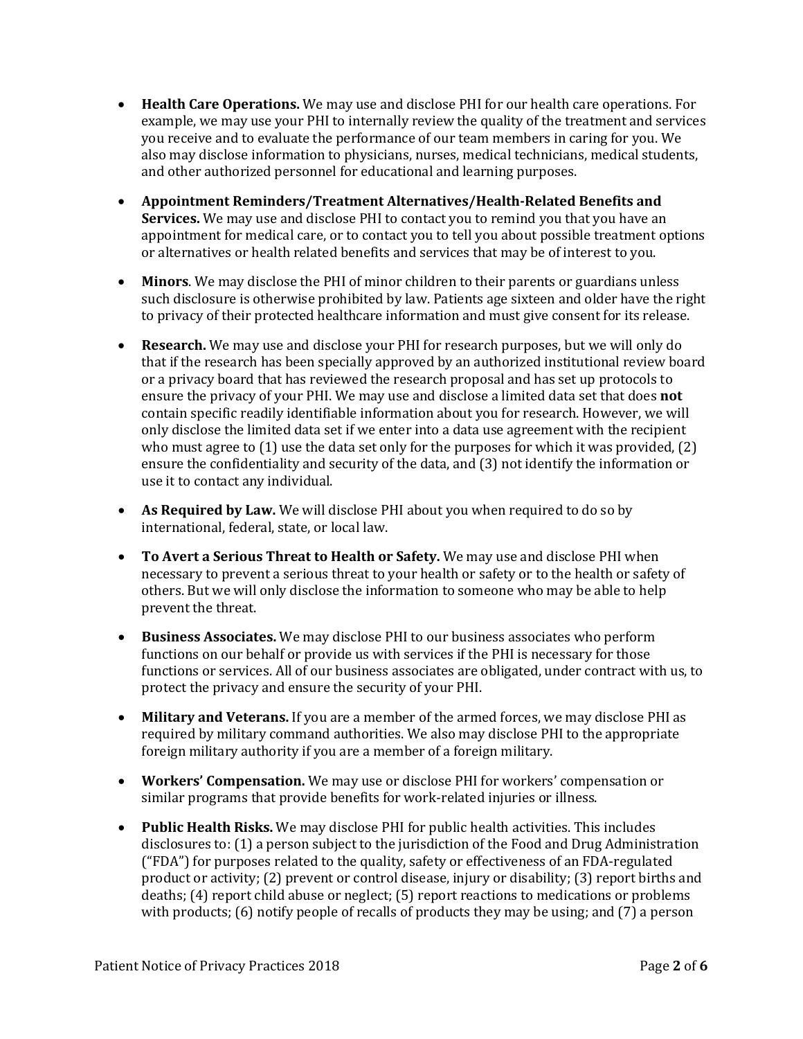- **Health Care Operations.** We may use and disclose PHI for our health care operations. For example, we may use your PHI to internally review the quality of the treatment and services you receive and to evaluate the performance of our team members in caring for you. We also may disclose information to physicians, nurses, medical technicians, medical students, and other authorized personnel for educational and learning purposes.

- **Appointment Reminders/Treatment Alternatives/Health-Related Benefits and Services.** We may use and disclose PHI to contact you to remind you that you have an appointment for medical care, or to contact you to tell you about possible treatment options or alternatives or health related benefits and services that may be of interest to you.

- **Minors**. We may disclose the PHI of minor children to their parents or guardians unless such disclosure is otherwise prohibited by law. Patients age sixteen and older have the right to privacy of their protected healthcare information and must give consent for its release.

- **Research.** We may use and disclose your PHI for research purposes, but we will only do that if the research has been specially approved by an authorized institutional review board or a privacy board that has reviewed the research proposal and has set up protocols to ensure the privacy of your PHI. We may use and disclose a limited data set that does **not** contain specific readily identifiable information about you for research. However, we will only disclose the limited data set if we enter into a data use agreement with the recipient who must agree to (1) use the data set only for the purposes for which it was provided, (2) ensure the confidentiality and security of the data, and (3) not identify the information or use it to contact any individual.

- **As Required by Law.** We will disclose PHI about you when required to do so by international, federal, state, or local law.

- **To Avert a Serious Threat to Health or Safety.** We may use and disclose PHI when necessary to prevent a serious threat to your health or safety or to the health or safety of others. But we will only disclose the information to someone who may be able to help prevent the threat.

- **Business Associates.** We may disclose PHI to our business associates who perform functions on our behalf or provide us with services if the PHI is necessary for those functions or services. All of our business associates are obligated, under contract with us, to protect the privacy and ensure the security of your PHI.

- **Military and Veterans.** If you are a member of the armed forces, we may disclose PHI as required by military command authorities. We also may disclose PHI to the appropriate foreign military authority if you are a member of a foreign military.

- **Workers' Compensation.** We may use or disclose PHI for workers' compensation or similar programs that provide benefits for work-related injuries or illness.

- **Public Health Risks.** We may disclose PHI for public health activities. This includes disclosures to: (1) a person subject to the jurisdiction of the Food and Drug Administration ("FDA") for purposes related to the quality, safety or effectiveness of an FDA-regulated product or activity; (2) prevent or control disease, injury or disability; (3) report births and deaths; (4) report child abuse or neglect; (5) report reactions to medications or problems with products; (6) notify people of recalls of products they may be using; and (7) a person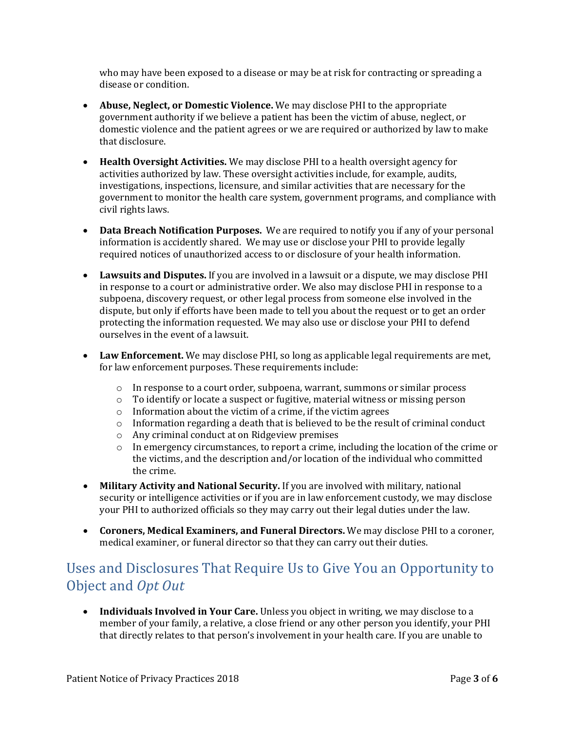who may have been exposed to a disease or may be at risk for contracting or spreading a disease or condition.

- **Abuse, Neglect, or Domestic Violence.** We may disclose PHI to the appropriate government authority if we believe a patient has been the victim of abuse, neglect, or domestic violence and the patient agrees or we are required or authorized by law to make that disclosure.

- **Health Oversight Activities.** We may disclose PHI to a health oversight agency for activities authorized by law. These oversight activities include, for example, audits, investigations, inspections, licensure, and similar activities that are necessary for the government to monitor the health care system, government programs, and compliance with civil rights laws.

- **Data Breach Notification Purposes.** We are required to notify you if any of your personal information is accidently shared. We may use or disclose your PHI to provide legally required notices of unauthorized access to or disclosure of your health information.

- **Lawsuits and Disputes.** If you are involved in a lawsuit or a dispute, we may disclose PHI in response to a court or administrative order. We also may disclose PHI in response to a subpoena, discovery request, or other legal process from someone else involved in the dispute, but only if efforts have been made to tell you about the request or to get an order protecting the information requested. We may also use or disclose your PHI to defend ourselves in the event of a lawsuit.

- **Law Enforcement.** We may disclose PHI, so long as applicable legal requirements are met, for law enforcement purposes. These requirements include:
    - In response to a court order, subpoena, warrant, summons or similar process
    - To identify or locate a suspect or fugitive, material witness or missing person
    - Information about the victim of a crime, if the victim agrees
    - Information regarding a death that is believed to be the result of criminal conduct
    - Any criminal conduct at on Ridgeview premises
    - In emergency circumstances, to report a crime, including the location of the crime or the victims, and the description and/or location of the individual who committed the crime.

- **Military Activity and National Security.** If you are involved with military, national security or intelligence activities or if you are in law enforcement custody, we may disclose your PHI to authorized officials so they may carry out their legal duties under the law.

- **Coroners, Medical Examiners, and Funeral Directors.** We may disclose PHI to a coroner, medical examiner, or funeral director so that they can carry out their duties.

## Uses and Disclosures That Require Us to Give You an Opportunity to Object and *Opt Out*

- **Individuals Involved in Your Care.** Unless you object in writing, we may disclose to a member of your family, a relative, a close friend or any other person you identify, your PHI that directly relates to that person's involvement in your health care. If you are unable to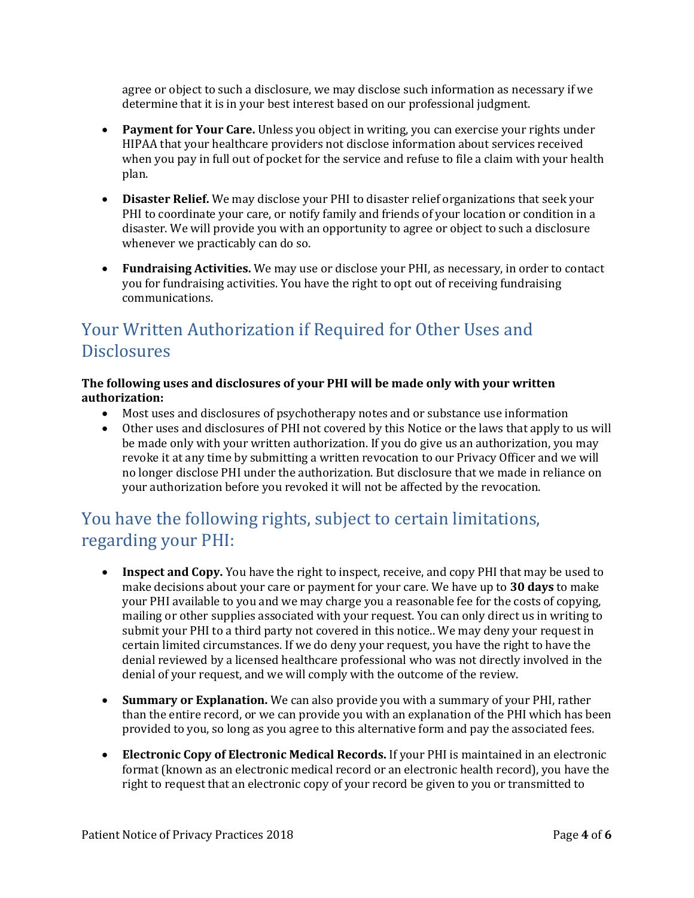agree or object to such a disclosure, we may disclose such information as necessary if we determine that it is in your best interest based on our professional judgment.

- **Payment for Your Care.** Unless you object in writing, you can exercise your rights under HIPAA that your healthcare providers not disclose information about services received when you pay in full out of pocket for the service and refuse to file a claim with your health plan.

- **Disaster Relief.** We may disclose your PHI to disaster relief organizations that seek your PHI to coordinate your care, or notify family and friends of your location or condition in a disaster. We will provide you with an opportunity to agree or object to such a disclosure whenever we practicably can do so.

- **Fundraising Activities.** We may use or disclose your PHI, as necessary, in order to contact you for fundraising activities. You have the right to opt out of receiving fundraising communications.

## Your Written Authorization if Required for Other Uses and Disclosures

**The following uses and disclosures of your PHI will be made only with your written authorization:**

- Most uses and disclosures of psychotherapy notes and or substance use information
- Other uses and disclosures of PHI not covered by this Notice or the laws that apply to us will be made only with your written authorization. If you do give us an authorization, you may revoke it at any time by submitting a written revocation to our Privacy Officer and we will no longer disclose PHI under the authorization. But disclosure that we made in reliance on your authorization before you revoked it will not be affected by the revocation.

## You have the following rights, subject to certain limitations, regarding your PHI:

- **Inspect and Copy.** You have the right to inspect, receive, and copy PHI that may be used to make decisions about your care or payment for your care. We have up to **30 days** to make your PHI available to you and we may charge you a reasonable fee for the costs of copying, mailing or other supplies associated with your request. You can only direct us in writing to submit your PHI to a third party not covered in this notice.. We may deny your request in certain limited circumstances. If we do deny your request, you have the right to have the denial reviewed by a licensed healthcare professional who was not directly involved in the denial of your request, and we will comply with the outcome of the review.

- **Summary or Explanation.** We can also provide you with a summary of your PHI, rather than the entire record, or we can provide you with an explanation of the PHI which has been provided to you, so long as you agree to this alternative form and pay the associated fees.

- **Electronic Copy of Electronic Medical Records.** If your PHI is maintained in an electronic format (known as an electronic medical record or an electronic health record), you have the right to request that an electronic copy of your record be given to you or transmitted to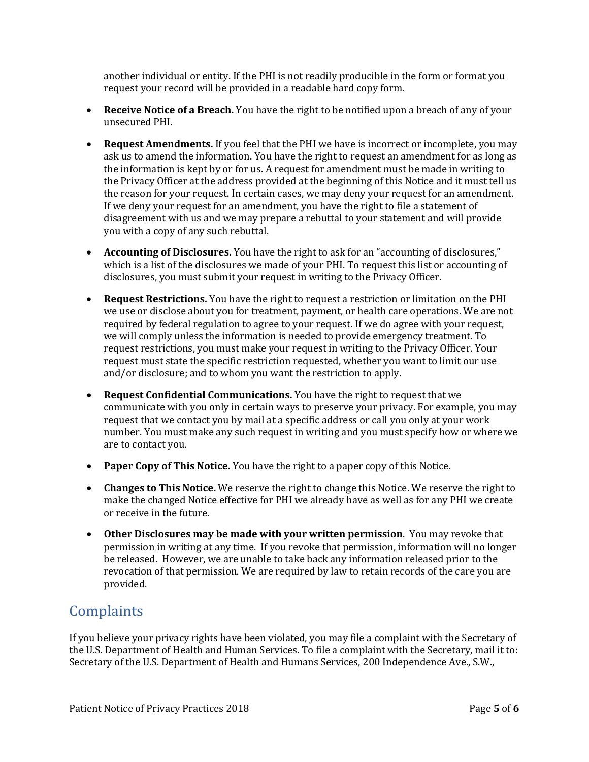another individual or entity. If the PHI is not readily producible in the form or format you request your record will be provided in a readable hard copy form.

- **Receive Notice of a Breach.** You have the right to be notified upon a breach of any of your unsecured PHI.
- **Request Amendments.** If you feel that the PHI we have is incorrect or incomplete, you may ask us to amend the information. You have the right to request an amendment for as long as the information is kept by or for us. A request for amendment must be made in writing to the Privacy Officer at the address provided at the beginning of this Notice and it must tell us the reason for your request. In certain cases, we may deny your request for an amendment. If we deny your request for an amendment, you have the right to file a statement of disagreement with us and we may prepare a rebuttal to your statement and will provide you with a copy of any such rebuttal.
- **Accounting of Disclosures.** You have the right to ask for an "accounting of disclosures," which is a list of the disclosures we made of your PHI. To request this list or accounting of disclosures, you must submit your request in writing to the Privacy Officer.
- **Request Restrictions.** You have the right to request a restriction or limitation on the PHI we use or disclose about you for treatment, payment, or health care operations. We are not required by federal regulation to agree to your request. If we do agree with your request, we will comply unless the information is needed to provide emergency treatment. To request restrictions, you must make your request in writing to the Privacy Officer. Your request must state the specific restriction requested, whether you want to limit our use and/or disclosure; and to whom you want the restriction to apply.
- **Request Confidential Communications.** You have the right to request that we communicate with you only in certain ways to preserve your privacy. For example, you may request that we contact you by mail at a specific address or call you only at your work number. You must make any such request in writing and you must specify how or where we are to contact you.
- **Paper Copy of This Notice.** You have the right to a paper copy of this Notice.
- **Changes to This Notice.** We reserve the right to change this Notice. We reserve the right to make the changed Notice effective for PHI we already have as well as for any PHI we create or receive in the future.
- **Other Disclosures may be made with your written permission**. You may revoke that permission in writing at any time. If you revoke that permission, information will no longer be released. However, we are unable to take back any information released prior to the revocation of that permission. We are required by law to retain records of the care you are provided.

## Complaints

If you believe your privacy rights have been violated, you may file a complaint with the Secretary of the U.S. Department of Health and Human Services. To file a complaint with the Secretary, mail it to: Secretary of the U.S. Department of Health and Humans Services, 200 Independence Ave., S.W.,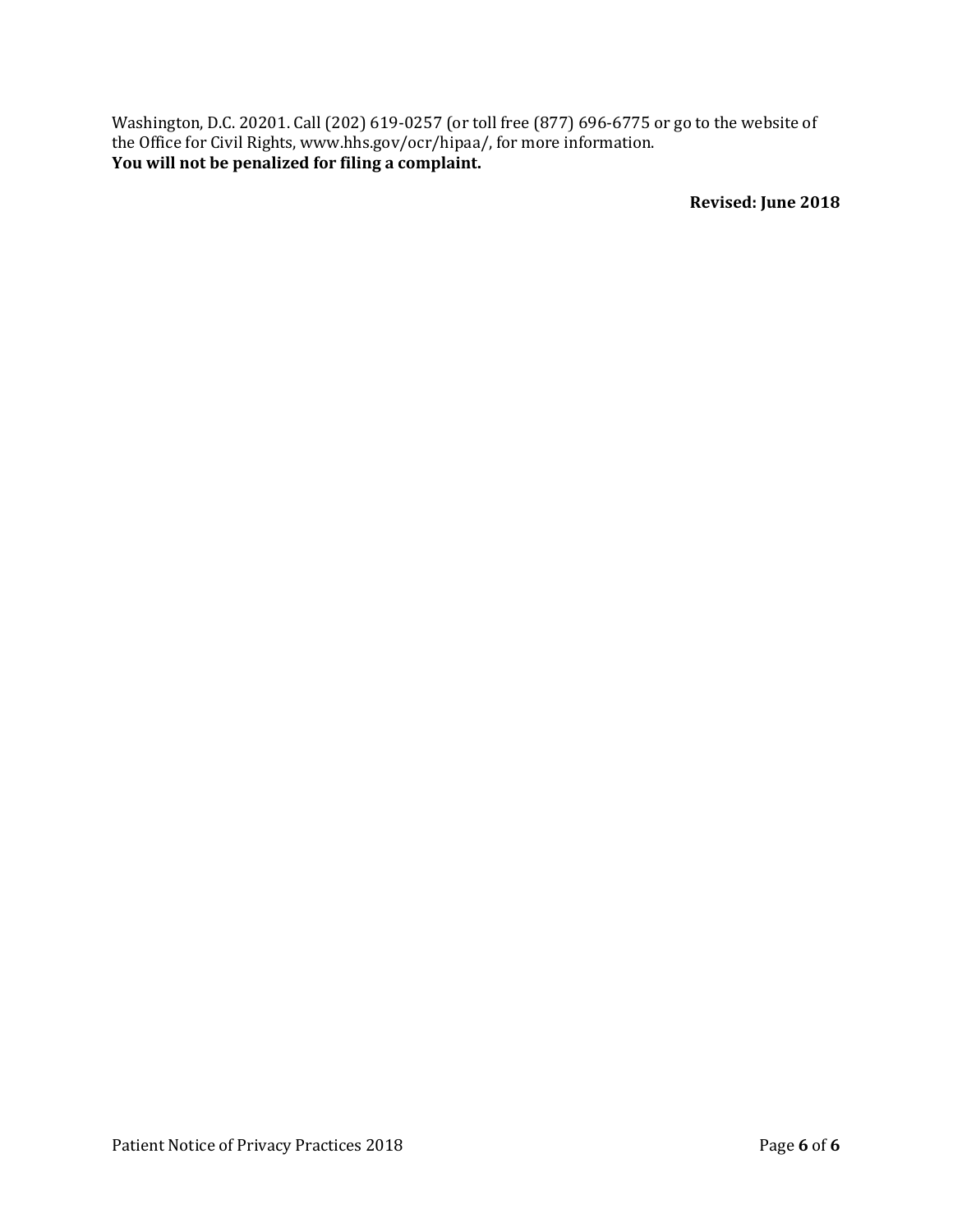Washington, D.C. 20201. Call (202) 619-0257 (or toll free (877) 696-6775 or go to the website of the Office for Civil Rights, www.hhs.gov/ocr/hipaa/, for more information.
**You will not be penalized for filing a complaint.**

**Revised: June 2018**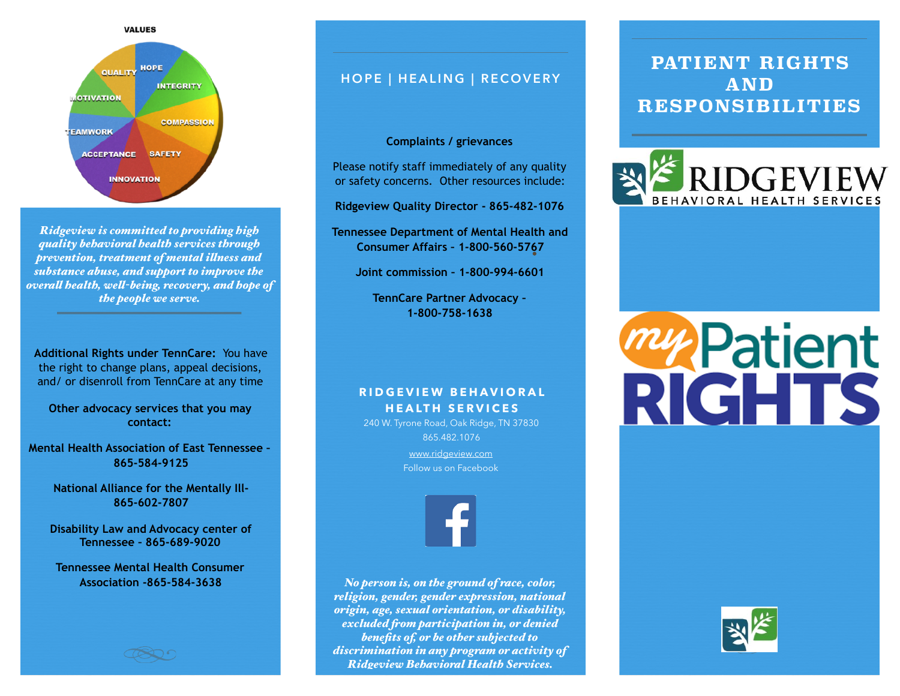### VALUES

QUALITY · HOPE · INTEGRITY · COMPASSION · SAFETY · INNOVATION · ACCEPTANCE · TEAMWORK · MOTIVATION

*Ridgeview is committed to providing high quality behavioral health services through prevention, treatment of mental illness and substance abuse, and support to improve the overall health, well-being, recovery, and hope of the people we serve.*

**Additional Rights under TennCare:** You have the right to change plans, appeal decisions, and/ or disenroll from TennCare at any time

**Other advocacy services that you may contact:**

**Mental Health Association of East Tennessee - 865-584-9125**

**National Alliance for the Mentally Ill- 865-602-7807**

**Disability Law and Advocacy center of Tennessee - 865-689-9020**

**Tennessee Mental Health Consumer Association -865-584-3638**

## HOPE | HEALING | RECOVERY

**Complaints / grievances**

Please notify staff immediately of any quality or safety concerns. Other resources include:

**Ridgeview Quality Director - 865-482-1076**

**Tennessee Department of Mental Health and Consumer Affairs - 1-800-560-5767**

**Joint commission - 1-800-994-6601**

**TennCare Partner Advocacy - 1-800-758-1638**

### RIDGEVIEW BEHAVIORAL HEALTH SERVICES

240 W. Tyrone Road, Oak Ridge, TN 37830

865.482.1076

www.ridgeview.com

Follow us on Facebook

*No person is, on the ground of race, color, religion, gender, gender expression, national origin, age, sexual orientation, or disability, excluded from participation in, or denied benefits of, or be other subjected to discrimination in any program or activity of Ridgeview Behavioral Health Services.*

# PATIENT RIGHTS AND RESPONSIBILITIES

RIDGEVIEW BEHAVIORAL HEALTH SERVICES

my Patient RIGHTS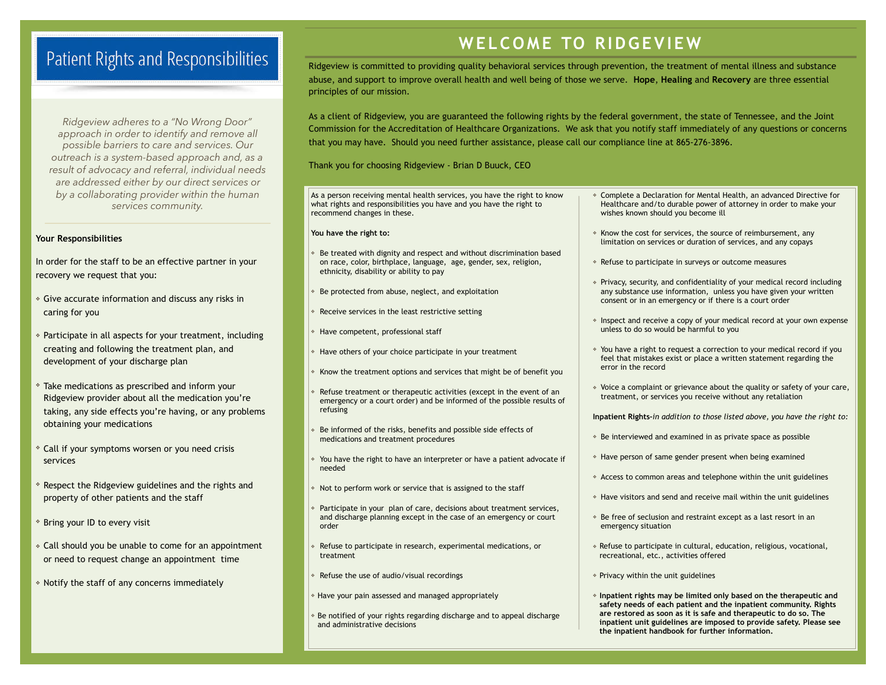# Patient Rights and Responsibilities

*Ridgeview adheres to a "No Wrong Door" approach in order to identify and remove all possible barriers to care and services. Our outreach is a system-based approach and, as a result of advocacy and referral, individual needs are addressed either by our direct services or by a collaborating provider within the human services community.*

**Your Responsibilities**

In order for the staff to be an effective partner in your recovery we request that you:

- Give accurate information and discuss any risks in caring for you
- Participate in all aspects for your treatment, including creating and following the treatment plan, and development of your discharge plan
- Take medications as prescribed and inform your Ridgeview provider about all the medication you're taking, any side effects you're having, or any problems obtaining your medications
- Call if your symptoms worsen or you need crisis services
- Respect the Ridgeview guidelines and the rights and property of other patients and the staff
- Bring your ID to every visit
- Call should you be unable to come for an appointment or need to request change an appointment time
- Notify the staff of any concerns immediately

# WELCOME TO RIDGEVIEW

Ridgeview is committed to providing quality behavioral services through prevention, the treatment of mental illness and substance abuse, and support to improve overall health and well being of those we serve. **Hope**, **Healing** and **Recovery** are three essential principles of our mission.

As a client of Ridgeview, you are guaranteed the following rights by the federal government, the state of Tennessee, and the Joint Commission for the Accreditation of Healthcare Organizations. We ask that you notify staff immediately of any questions or concerns that you may have. Should you need further assistance, please call our compliance line at 865-276-3896.

Thank you for choosing Ridgeview - Brian D Buuck, CEO

As a person receiving mental health services, you have the right to know what rights and responsibilities you have and you have the right to recommend changes in these.

**You have the right to:**

- Be treated with dignity and respect and without discrimination based on race, color, birthplace, language, age, gender, sex, religion, ethnicity, disability or ability to pay
- Be protected from abuse, neglect, and exploitation
- Receive services in the least restrictive setting
- Have competent, professional staff
- Have others of your choice participate in your treatment
- Know the treatment options and services that might be of benefit you
- Refuse treatment or therapeutic activities (except in the event of an emergency or a court order) and be informed of the possible results of refusing
- Be informed of the risks, benefits and possible side effects of medications and treatment procedures
- You have the right to have an interpreter or have a patient advocate if needed
- Not to perform work or service that is assigned to the staff
- Participate in your plan of care, decisions about treatment services, and discharge planning except in the case of an emergency or court order
- Refuse to participate in research, experimental medications, or treatment
- Refuse the use of audio/visual recordings
- Have your pain assessed and managed appropriately
- Be notified of your rights regarding discharge and to appeal discharge and administrative decisions
- Complete a Declaration for Mental Health, an advanced Directive for Healthcare and/to durable power of attorney in order to make your wishes known should you become ill
- Know the cost for services, the source of reimbursement, any limitation on services or duration of services, and any copays
- Refuse to participate in surveys or outcome measures
- Privacy, security, and confidentiality of your medical record including any substance use information, unless you have given your written consent or in an emergency or if there is a court order
- Inspect and receive a copy of your medical record at your own expense unless to do so would be harmful to you
- You have a right to request a correction to your medical record if you feel that mistakes exist or place a written statement regarding the error in the record
- Voice a complaint or grievance about the quality or safety of your care, treatment, or services you receive without any retaliation

**Inpatient Rights**-*in addition to those listed above, you have the right to:*

- Be interviewed and examined in as private space as possible
- Have person of same gender present when being examined
- Access to common areas and telephone within the unit guidelines
- Have visitors and send and receive mail within the unit guidelines
- Be free of seclusion and restraint except as a last resort in an emergency situation
- Refuse to participate in cultural, education, religious, vocational, recreational, etc., activities offered
- Privacy within the unit guidelines
- **Inpatient rights may be limited only based on the therapeutic and safety needs of each patient and the inpatient community. Rights are restored as soon as it is safe and therapeutic to do so. The inpatient unit guidelines are imposed to provide safety. Please see the inpatient handbook for further information.**